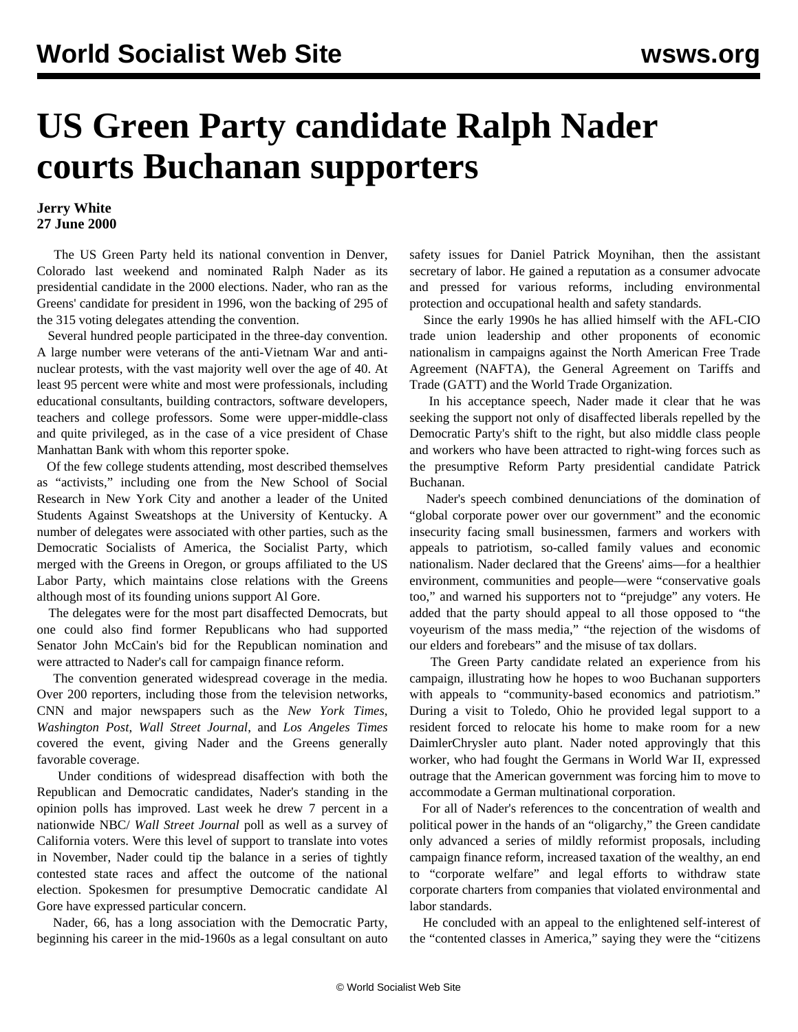# US Green Party candidate Ralph Nader courts Buchanan supporters

**Jerry White**
**27 June 2000**

The US Green Party held its national convention in Denver, Colorado last weekend and nominated Ralph Nader as its presidential candidate in the 2000 elections. Nader, who ran as the Greens' candidate for president in 1996, won the backing of 295 of the 315 voting delegates attending the convention.

Several hundred people participated in the three-day convention. A large number were veterans of the anti-Vietnam War and anti-nuclear protests, with the vast majority well over the age of 40. At least 95 percent were white and most were professionals, including educational consultants, building contractors, software developers, teachers and college professors. Some were upper-middle-class and quite privileged, as in the case of a vice president of Chase Manhattan Bank with whom this reporter spoke.

Of the few college students attending, most described themselves as "activists," including one from the New School of Social Research in New York City and another a leader of the United Students Against Sweatshops at the University of Kentucky. A number of delegates were associated with other parties, such as the Democratic Socialists of America, the Socialist Party, which merged with the Greens in Oregon, or groups affiliated to the US Labor Party, which maintains close relations with the Greens although most of its founding unions support Al Gore.

The delegates were for the most part disaffected Democrats, but one could also find former Republicans who had supported Senator John McCain's bid for the Republican nomination and were attracted to Nader's call for campaign finance reform.

The convention generated widespread coverage in the media. Over 200 reporters, including those from the television networks, CNN and major newspapers such as the *New York Times*, *Washington Post*, *Wall Street Journal*, and *Los Angeles Times* covered the event, giving Nader and the Greens generally favorable coverage.

Under conditions of widespread disaffection with both the Republican and Democratic candidates, Nader's standing in the opinion polls has improved. Last week he drew 7 percent in a nationwide NBC/ *Wall Street Journal* poll as well as a survey of California voters. Were this level of support to translate into votes in November, Nader could tip the balance in a series of tightly contested state races and affect the outcome of the national election. Spokesmen for presumptive Democratic candidate Al Gore have expressed particular concern.

Nader, 66, has a long association with the Democratic Party, beginning his career in the mid-1960s as a legal consultant on auto safety issues for Daniel Patrick Moynihan, then the assistant secretary of labor. He gained a reputation as a consumer advocate and pressed for various reforms, including environmental protection and occupational health and safety standards.

Since the early 1990s he has allied himself with the AFL-CIO trade union leadership and other proponents of economic nationalism in campaigns against the North American Free Trade Agreement (NAFTA), the General Agreement on Tariffs and Trade (GATT) and the World Trade Organization.

In his acceptance speech, Nader made it clear that he was seeking the support not only of disaffected liberals repelled by the Democratic Party's shift to the right, but also middle class people and workers who have been attracted to right-wing forces such as the presumptive Reform Party presidential candidate Patrick Buchanan.

Nader's speech combined denunciations of the domination of "global corporate power over our government" and the economic insecurity facing small businessmen, farmers and workers with appeals to patriotism, so-called family values and economic nationalism. Nader declared that the Greens' aims—for a healthier environment, communities and people—were "conservative goals too," and warned his supporters not to "prejudge" any voters. He added that the party should appeal to all those opposed to "the voyeurism of the mass media," "the rejection of the wisdoms of our elders and forebears" and the misuse of tax dollars.

The Green Party candidate related an experience from his campaign, illustrating how he hopes to woo Buchanan supporters with appeals to "community-based economics and patriotism." During a visit to Toledo, Ohio he provided legal support to a resident forced to relocate his home to make room for a new DaimlerChrysler auto plant. Nader noted approvingly that this worker, who had fought the Germans in World War II, expressed outrage that the American government was forcing him to move to accommodate a German multinational corporation.

For all of Nader's references to the concentration of wealth and political power in the hands of an "oligarchy," the Green candidate only advanced a series of mildly reformist proposals, including campaign finance reform, increased taxation of the wealthy, an end to "corporate welfare" and legal efforts to withdraw state corporate charters from companies that violated environmental and labor standards.

He concluded with an appeal to the enlightened self-interest of the "contented classes in America," saying they were the "citizens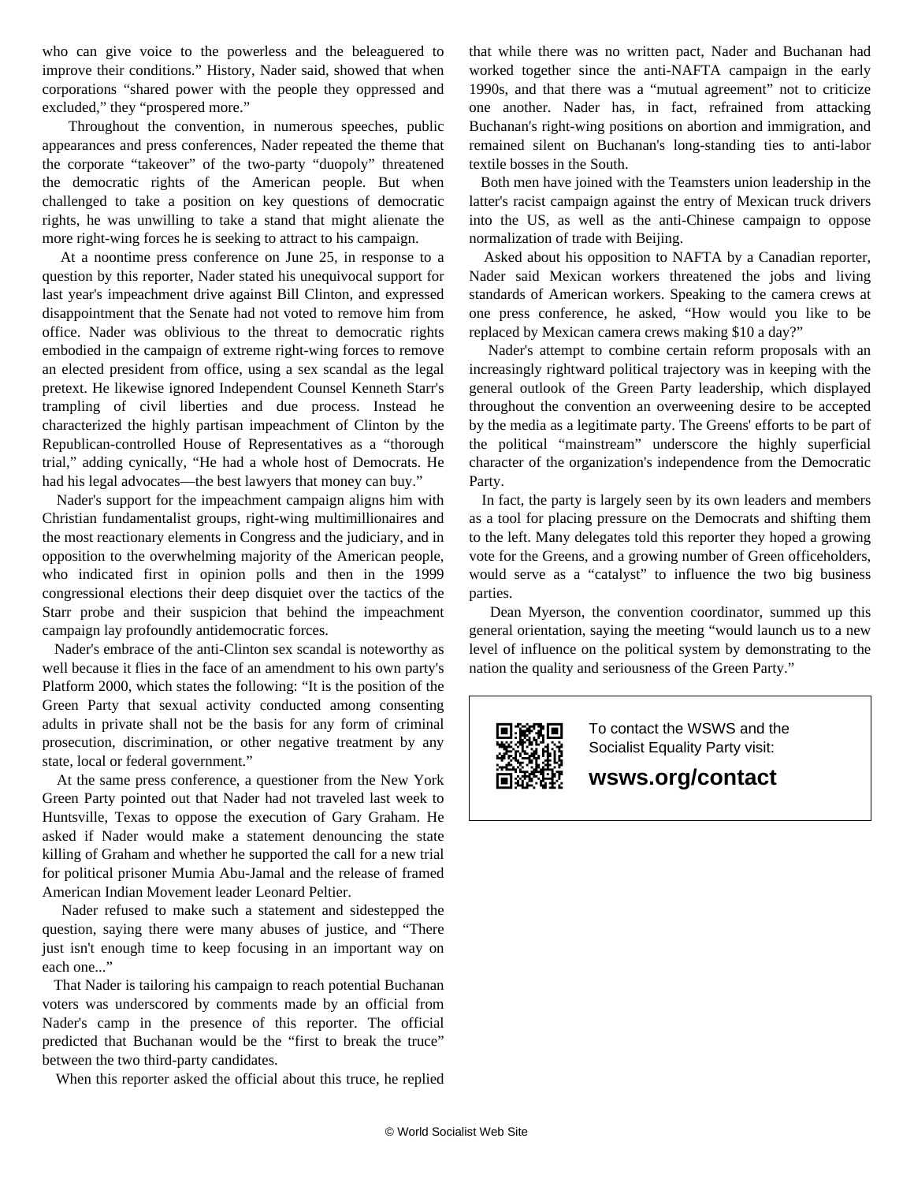who can give voice to the powerless and the beleaguered to improve their conditions." History, Nader said, showed that when corporations "shared power with the people they oppressed and excluded," they "prospered more."

Throughout the convention, in numerous speeches, public appearances and press conferences, Nader repeated the theme that the corporate "takeover" of the two-party "duopoly" threatened the democratic rights of the American people. But when challenged to take a position on key questions of democratic rights, he was unwilling to take a stand that might alienate the more right-wing forces he is seeking to attract to his campaign.

At a noontime press conference on June 25, in response to a question by this reporter, Nader stated his unequivocal support for last year's impeachment drive against Bill Clinton, and expressed disappointment that the Senate had not voted to remove him from office. Nader was oblivious to the threat to democratic rights embodied in the campaign of extreme right-wing forces to remove an elected president from office, using a sex scandal as the legal pretext. He likewise ignored Independent Counsel Kenneth Starr's trampling of civil liberties and due process. Instead he characterized the highly partisan impeachment of Clinton by the Republican-controlled House of Representatives as a "thorough trial," adding cynically, "He had a whole host of Democrats. He had his legal advocates—the best lawyers that money can buy."

Nader's support for the impeachment campaign aligns him with Christian fundamentalist groups, right-wing multimillionaires and the most reactionary elements in Congress and the judiciary, and in opposition to the overwhelming majority of the American people, who indicated first in opinion polls and then in the 1999 congressional elections their deep disquiet over the tactics of the Starr probe and their suspicion that behind the impeachment campaign lay profoundly antidemocratic forces.

Nader's embrace of the anti-Clinton sex scandal is noteworthy as well because it flies in the face of an amendment to his own party's Platform 2000, which states the following: "It is the position of the Green Party that sexual activity conducted among consenting adults in private shall not be the basis for any form of criminal prosecution, discrimination, or other negative treatment by any state, local or federal government."

At the same press conference, a questioner from the New York Green Party pointed out that Nader had not traveled last week to Huntsville, Texas to oppose the execution of Gary Graham. He asked if Nader would make a statement denouncing the state killing of Graham and whether he supported the call for a new trial for political prisoner Mumia Abu-Jamal and the release of framed American Indian Movement leader Leonard Peltier.

Nader refused to make such a statement and sidestepped the question, saying there were many abuses of justice, and "There just isn't enough time to keep focusing in an important way on each one..."

That Nader is tailoring his campaign to reach potential Buchanan voters was underscored by comments made by an official from Nader's camp in the presence of this reporter. The official predicted that Buchanan would be the "first to break the truce" between the two third-party candidates.

When this reporter asked the official about this truce, he replied that while there was no written pact, Nader and Buchanan had worked together since the anti-NAFTA campaign in the early 1990s, and that there was a "mutual agreement" not to criticize one another. Nader has, in fact, refrained from attacking Buchanan's right-wing positions on abortion and immigration, and remained silent on Buchanan's long-standing ties to anti-labor textile bosses in the South.

Both men have joined with the Teamsters union leadership in the latter's racist campaign against the entry of Mexican truck drivers into the US, as well as the anti-Chinese campaign to oppose normalization of trade with Beijing.

Asked about his opposition to NAFTA by a Canadian reporter, Nader said Mexican workers threatened the jobs and living standards of American workers. Speaking to the camera crews at one press conference, he asked, "How would you like to be replaced by Mexican camera crews making $10 a day?"

Nader's attempt to combine certain reform proposals with an increasingly rightward political trajectory was in keeping with the general outlook of the Green Party leadership, which displayed throughout the convention an overweening desire to be accepted by the media as a legitimate party. The Greens' efforts to be part of the political "mainstream" underscore the highly superficial character of the organization's independence from the Democratic Party.

In fact, the party is largely seen by its own leaders and members as a tool for placing pressure on the Democrats and shifting them to the left. Many delegates told this reporter they hoped a growing vote for the Greens, and a growing number of Green officeholders, would serve as a "catalyst" to influence the two big business parties.

Dean Myerson, the convention coordinator, summed up this general orientation, saying the meeting "would launch us to a new level of influence on the political system by demonstrating to the nation the quality and seriousness of the Green Party."

To contact the WSWS and the Socialist Equality Party visit:

**wsws.org/contact**